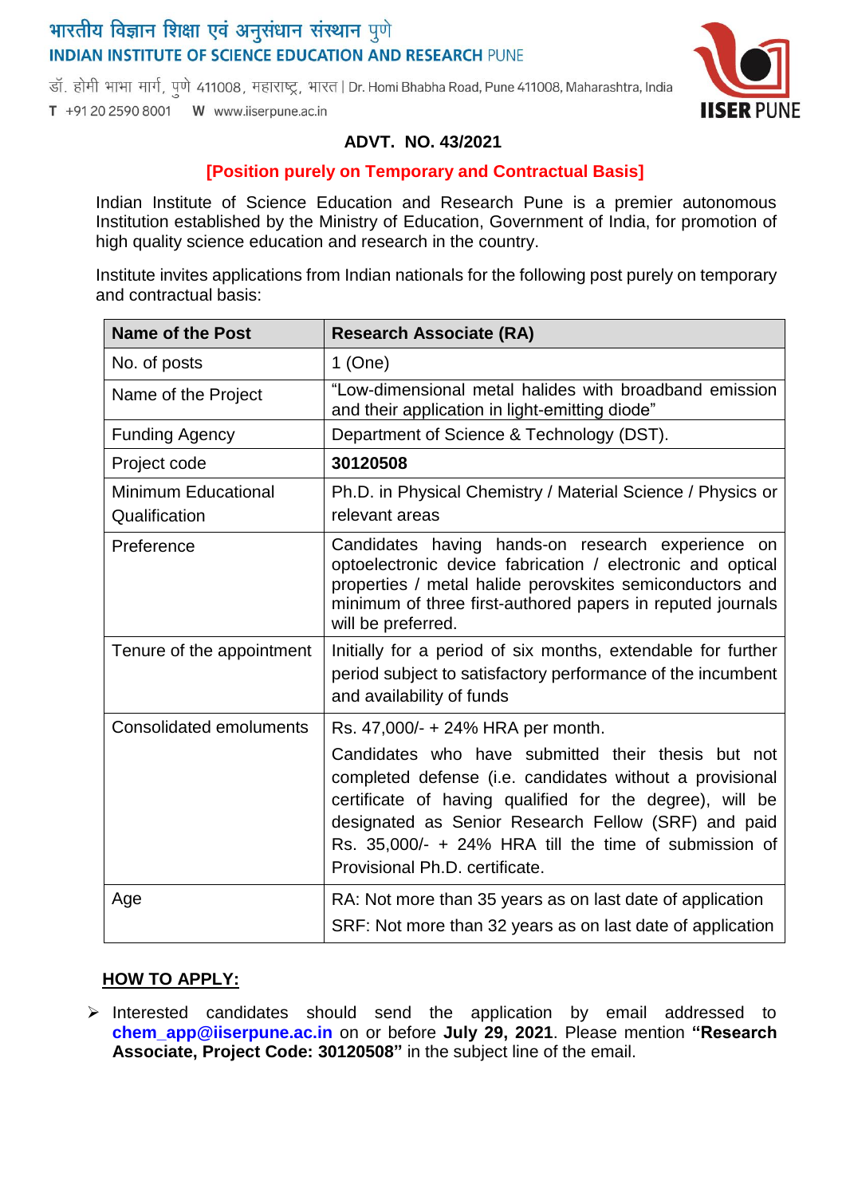भारतीय विज्ञान शिक्षा एवं अनुसंधान संस्थान पुणे
INDIAN INSTITUTE OF SCIENCE EDUCATION AND RESEARCH PUNE

डॉ. होमी भाभा मार्ग, पुणे 411008, महाराष्ट्र, भारत | Dr. Homi Bhabha Road, Pune 411008, Maharashtra, India
T +91 20 2590 8001 W www.iiserpune.ac.in

IISER PUNE

## ADVT. NO. 43/2021

**[Position purely on Temporary and Contractual Basis]**

Indian Institute of Science Education and Research Pune is a premier autonomous Institution established by the Ministry of Education, Government of India, for promotion of high quality science education and research in the country.

Institute invites applications from Indian nationals for the following post purely on temporary and contractual basis:

| Name of the Post | Research Associate (RA) |
|---|---|
| No. of posts | 1 (One) |
| Name of the Project | "Low-dimensional metal halides with broadband emission and their application in light-emitting diode" |
| Funding Agency | Department of Science & Technology (DST). |
| Project code | **30120508** |
| Minimum Educational Qualification | Ph.D. in Physical Chemistry / Material Science / Physics or relevant areas |
| Preference | Candidates having hands-on research experience on optoelectronic device fabrication / electronic and optical properties / metal halide perovskites semiconductors and minimum of three first-authored papers in reputed journals will be preferred. |
| Tenure of the appointment | Initially for a period of six months, extendable for further period subject to satisfactory performance of the incumbent and availability of funds |
| Consolidated emoluments | Rs. 47,000/- + 24% HRA per month.<br>Candidates who have submitted their thesis but not completed defense (i.e. candidates without a provisional certificate of having qualified for the degree), will be designated as Senior Research Fellow (SRF) and paid Rs. 35,000/- + 24% HRA till the time of submission of Provisional Ph.D. certificate. |
| Age | RA: Not more than 35 years as on last date of application<br>SRF: Not more than 32 years as on last date of application |

### HOW TO APPLY:

- Interested candidates should send the application by email addressed to **chem_app@iiserpune.ac.in** on or before **July 29, 2021**. Please mention **"Research Associate, Project Code: 30120508"** in the subject line of the email.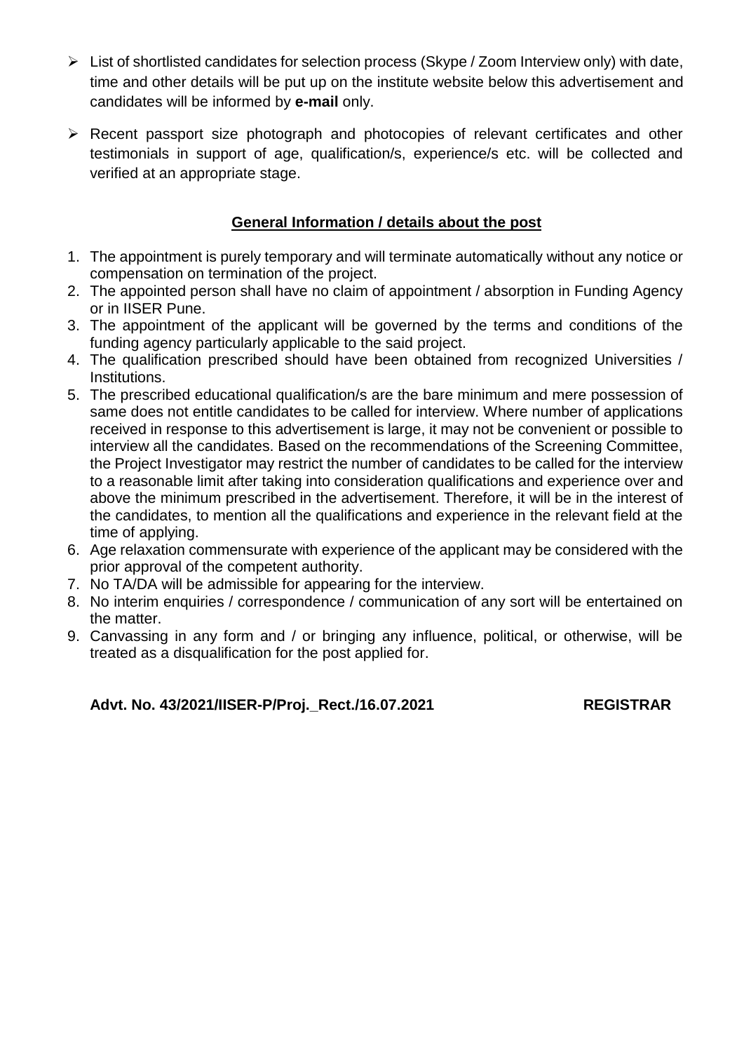- List of shortlisted candidates for selection process (Skype / Zoom Interview only) with date, time and other details will be put up on the institute website below this advertisement and candidates will be informed by **e-mail** only.
- Recent passport size photograph and photocopies of relevant certificates and other testimonials in support of age, qualification/s, experience/s etc. will be collected and verified at an appropriate stage.

## General Information / details about the post

1. The appointment is purely temporary and will terminate automatically without any notice or compensation on termination of the project.
2. The appointed person shall have no claim of appointment / absorption in Funding Agency or in IISER Pune.
3. The appointment of the applicant will be governed by the terms and conditions of the funding agency particularly applicable to the said project.
4. The qualification prescribed should have been obtained from recognized Universities / Institutions.
5. The prescribed educational qualification/s are the bare minimum and mere possession of same does not entitle candidates to be called for interview. Where number of applications received in response to this advertisement is large, it may not be convenient or possible to interview all the candidates. Based on the recommendations of the Screening Committee, the Project Investigator may restrict the number of candidates to be called for the interview to a reasonable limit after taking into consideration qualifications and experience over and above the minimum prescribed in the advertisement. Therefore, it will be in the interest of the candidates, to mention all the qualifications and experience in the relevant field at the time of applying.
6. Age relaxation commensurate with experience of the applicant may be considered with the prior approval of the competent authority.
7. No TA/DA will be admissible for appearing for the interview.
8. No interim enquiries / correspondence / communication of any sort will be entertained on the matter.
9. Canvassing in any form and / or bringing any influence, political, or otherwise, will be treated as a disqualification for the post applied for.

**Advt. No. 43/2021/IISER-P/Proj._Rect./16.07.2021** **REGISTRAR**